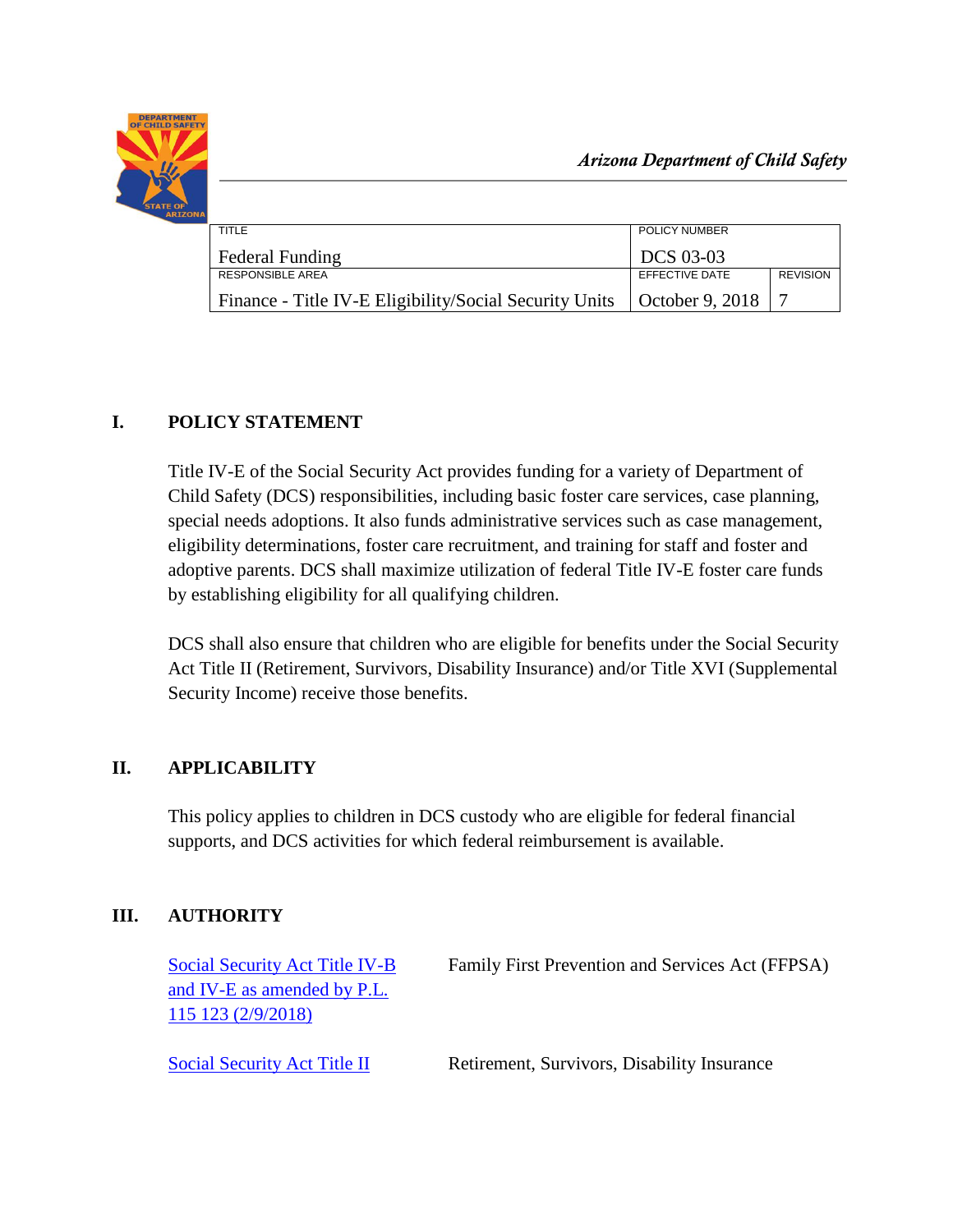*Arizona Department of Child Safety*

| TITLE | POLICY NUMBER | |
|---|---|---|
| Federal Funding | DCS 03-03 | |
| RESPONSIBLE AREA | EFFECTIVE DATE | REVISION |
| Finance - Title IV-E Eligibility/Social Security Units | October 9, 2018 | 7 |

## I. POLICY STATEMENT

Title IV-E of the Social Security Act provides funding for a variety of Department of Child Safety (DCS) responsibilities, including basic foster care services, case planning, special needs adoptions. It also funds administrative services such as case management, eligibility determinations, foster care recruitment, and training for staff and foster and adoptive parents. DCS shall maximize utilization of federal Title IV-E foster care funds by establishing eligibility for all qualifying children.

DCS shall also ensure that children who are eligible for benefits under the Social Security Act Title II (Retirement, Survivors, Disability Insurance) and/or Title XVI (Supplemental Security Income) receive those benefits.

## II. APPLICABILITY

This policy applies to children in DCS custody who are eligible for federal financial supports, and DCS activities for which federal reimbursement is available.

## III. AUTHORITY

| | |
|---|---|
| Social Security Act Title IV-B and IV-E as amended by P.L. 115 123 (2/9/2018) | Family First Prevention and Services Act (FFPSA) |
| Social Security Act Title II | Retirement, Survivors, Disability Insurance |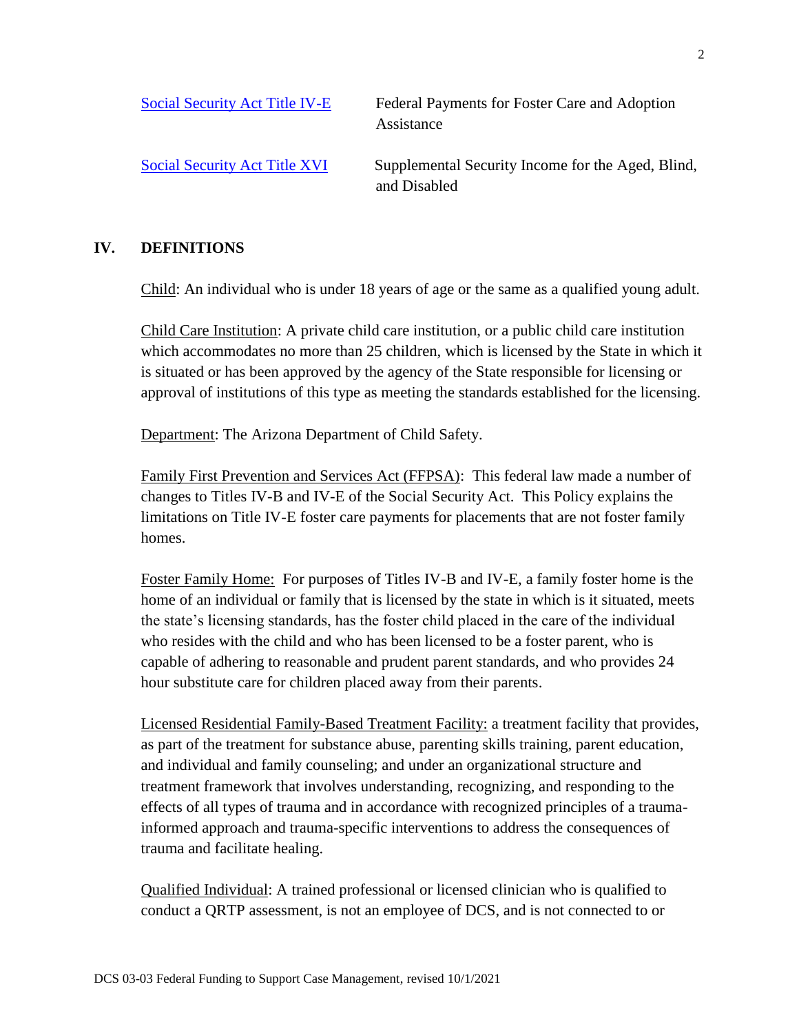| | |
|---|---|
| [Social Security Act Title IV-E]() | Federal Payments for Foster Care and Adoption Assistance |
| [Social Security Act Title XVI]() | Supplemental Security Income for the Aged, Blind, and Disabled |

## IV. DEFINITIONS

Child: An individual who is under 18 years of age or the same as a qualified young adult.

Child Care Institution: A private child care institution, or a public child care institution which accommodates no more than 25 children, which is licensed by the State in which it is situated or has been approved by the agency of the State responsible for licensing or approval of institutions of this type as meeting the standards established for the licensing.

Department: The Arizona Department of Child Safety.

Family First Prevention and Services Act (FFPSA): This federal law made a number of changes to Titles IV-B and IV-E of the Social Security Act. This Policy explains the limitations on Title IV-E foster care payments for placements that are not foster family homes.

Foster Family Home: For purposes of Titles IV-B and IV-E, a family foster home is the home of an individual or family that is licensed by the state in which is it situated, meets the state's licensing standards, has the foster child placed in the care of the individual who resides with the child and who has been licensed to be a foster parent, who is capable of adhering to reasonable and prudent parent standards, and who provides 24 hour substitute care for children placed away from their parents.

Licensed Residential Family-Based Treatment Facility: a treatment facility that provides, as part of the treatment for substance abuse, parenting skills training, parent education, and individual and family counseling; and under an organizational structure and treatment framework that involves understanding, recognizing, and responding to the effects of all types of trauma and in accordance with recognized principles of a trauma-informed approach and trauma-specific interventions to address the consequences of trauma and facilitate healing.

Qualified Individual: A trained professional or licensed clinician who is qualified to conduct a QRTP assessment, is not an employee of DCS, and is not connected to or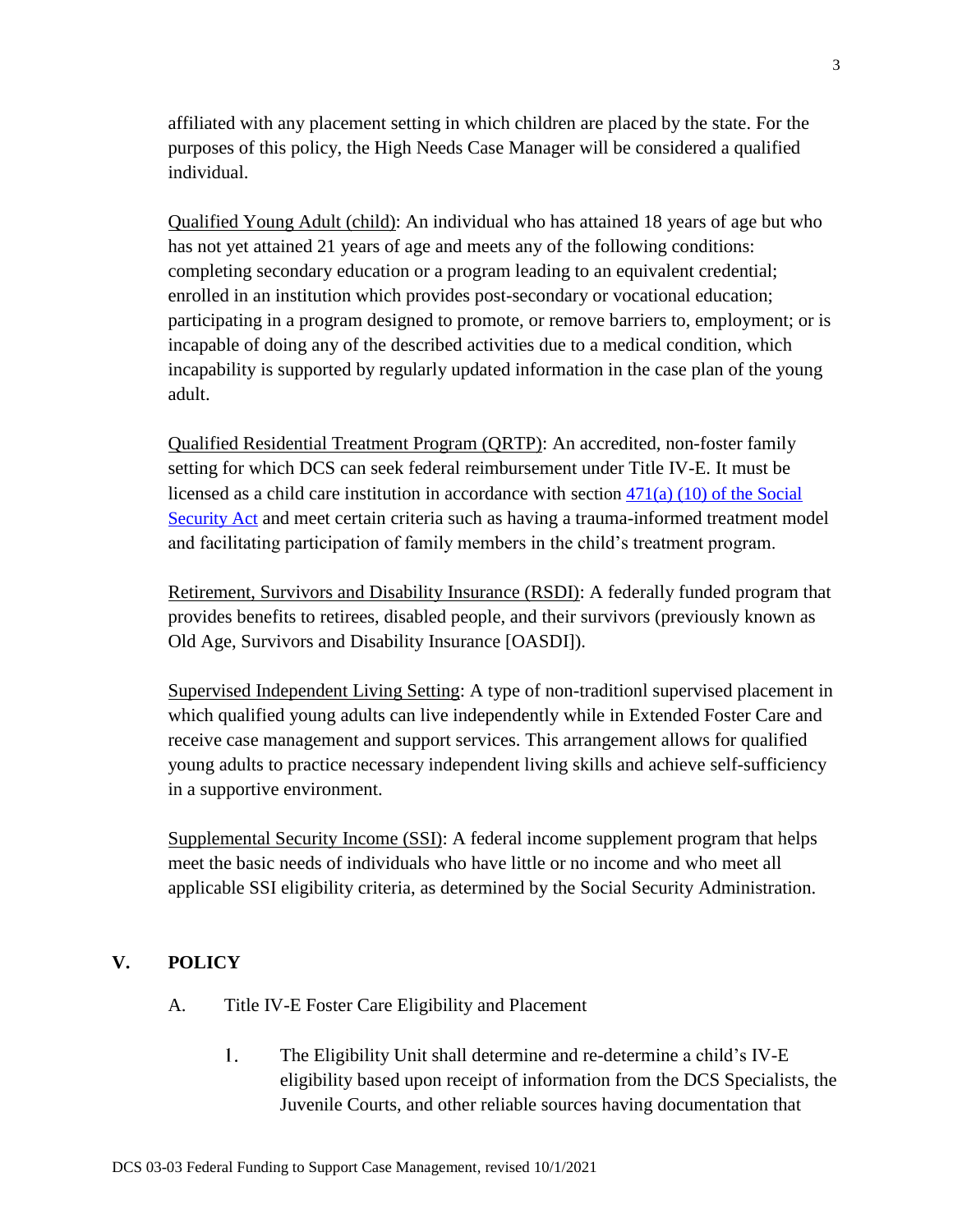affiliated with any placement setting in which children are placed by the state. For the purposes of this policy, the High Needs Case Manager will be considered a qualified individual.

Qualified Young Adult (child): An individual who has attained 18 years of age but who has not yet attained 21 years of age and meets any of the following conditions: completing secondary education or a program leading to an equivalent credential; enrolled in an institution which provides post-secondary or vocational education; participating in a program designed to promote, or remove barriers to, employment; or is incapable of doing any of the described activities due to a medical condition, which incapability is supported by regularly updated information in the case plan of the young adult.

Qualified Residential Treatment Program (QRTP): An accredited, non-foster family setting for which DCS can seek federal reimbursement under Title IV-E. It must be licensed as a child care institution in accordance with section 471(a) (10) of the Social Security Act and meet certain criteria such as having a trauma-informed treatment model and facilitating participation of family members in the child's treatment program.

Retirement, Survivors and Disability Insurance (RSDI): A federally funded program that provides benefits to retirees, disabled people, and their survivors (previously known as Old Age, Survivors and Disability Insurance [OASDI]).

Supervised Independent Living Setting: A type of non-traditionl supervised placement in which qualified young adults can live independently while in Extended Foster Care and receive case management and support services. This arrangement allows for qualified young adults to practice necessary independent living skills and achieve self-sufficiency in a supportive environment.

Supplemental Security Income (SSI): A federal income supplement program that helps meet the basic needs of individuals who have little or no income and who meet all applicable SSI eligibility criteria, as determined by the Social Security Administration.

## V. POLICY

A. Title IV-E Foster Care Eligibility and Placement

1. The Eligibility Unit shall determine and re-determine a child's IV-E eligibility based upon receipt of information from the DCS Specialists, the Juvenile Courts, and other reliable sources having documentation that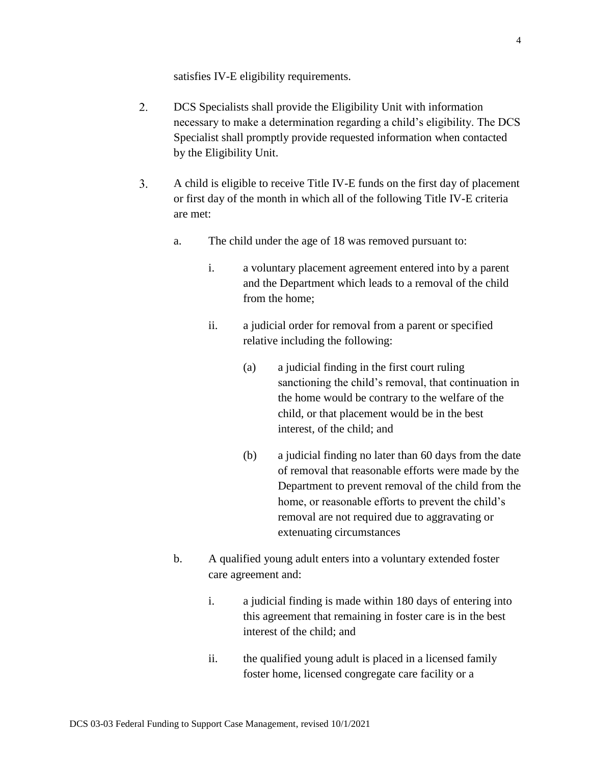satisfies IV-E eligibility requirements.

2. DCS Specialists shall provide the Eligibility Unit with information necessary to make a determination regarding a child's eligibility. The DCS Specialist shall promptly provide requested information when contacted by the Eligibility Unit.

3. A child is eligible to receive Title IV-E funds on the first day of placement or first day of the month in which all of the following Title IV-E criteria are met:

    a. The child under the age of 18 was removed pursuant to:

        i. a voluntary placement agreement entered into by a parent and the Department which leads to a removal of the child from the home;

        ii. a judicial order for removal from a parent or specified relative including the following:

            (a) a judicial finding in the first court ruling sanctioning the child's removal, that continuation in the home would be contrary to the welfare of the child, or that placement would be in the best interest, of the child; and

            (b) a judicial finding no later than 60 days from the date of removal that reasonable efforts were made by the Department to prevent removal of the child from the home, or reasonable efforts to prevent the child's removal are not required due to aggravating or extenuating circumstances

    b. A qualified young adult enters into a voluntary extended foster care agreement and:

        i. a judicial finding is made within 180 days of entering into this agreement that remaining in foster care is in the best interest of the child; and

        ii. the qualified young adult is placed in a licensed family foster home, licensed congregate care facility or a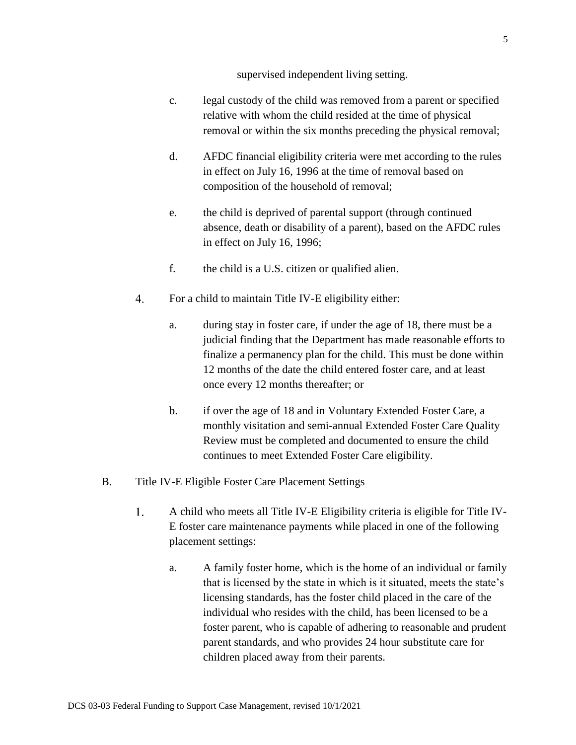supervised independent living setting.

c. legal custody of the child was removed from a parent or specified relative with whom the child resided at the time of physical removal or within the six months preceding the physical removal;

d. AFDC financial eligibility criteria were met according to the rules in effect on July 16, 1996 at the time of removal based on composition of the household of removal;

e. the child is deprived of parental support (through continued absence, death or disability of a parent), based on the AFDC rules in effect on July 16, 1996;

f. the child is a U.S. citizen or qualified alien.

4. For a child to maintain Title IV-E eligibility either:

   a. during stay in foster care, if under the age of 18, there must be a judicial finding that the Department has made reasonable efforts to finalize a permanency plan for the child. This must be done within 12 months of the date the child entered foster care, and at least once every 12 months thereafter; or

   b. if over the age of 18 and in Voluntary Extended Foster Care, a monthly visitation and semi-annual Extended Foster Care Quality Review must be completed and documented to ensure the child continues to meet Extended Foster Care eligibility.

B. Title IV-E Eligible Foster Care Placement Settings

   1. A child who meets all Title IV-E Eligibility criteria is eligible for Title IV-E foster care maintenance payments while placed in one of the following placement settings:

      a. A family foster home, which is the home of an individual or family that is licensed by the state in which is it situated, meets the state's licensing standards, has the foster child placed in the care of the individual who resides with the child, has been licensed to be a foster parent, who is capable of adhering to reasonable and prudent parent standards, and who provides 24 hour substitute care for children placed away from their parents.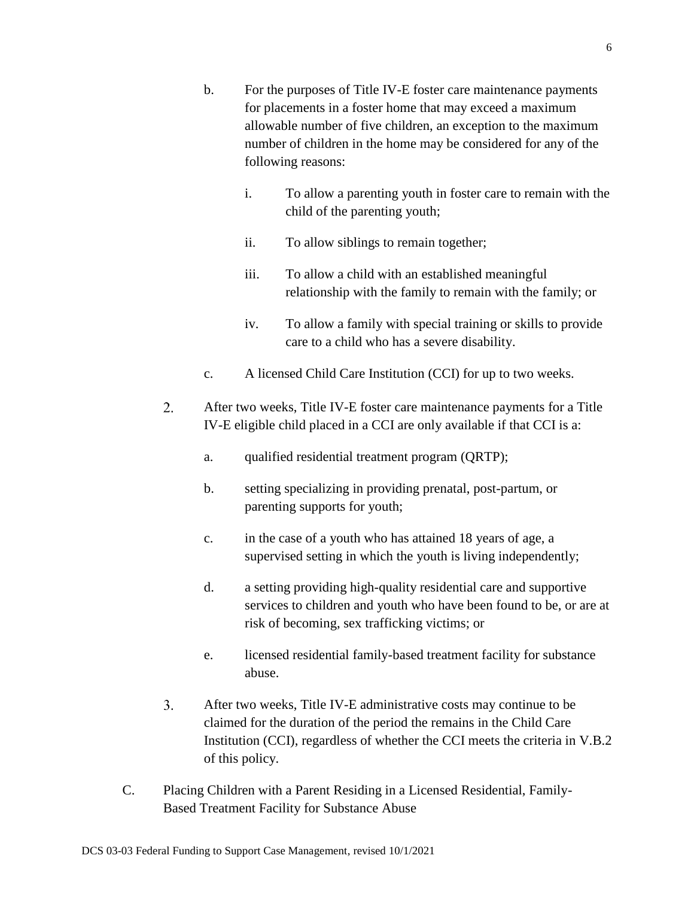b. For the purposes of Title IV-E foster care maintenance payments for placements in a foster home that may exceed a maximum allowable number of five children, an exception to the maximum number of children in the home may be considered for any of the following reasons:

    i. To allow a parenting youth in foster care to remain with the child of the parenting youth;

    ii. To allow siblings to remain together;

    iii. To allow a child with an established meaningful relationship with the family to remain with the family; or

    iv. To allow a family with special training or skills to provide care to a child who has a severe disability.

c. A licensed Child Care Institution (CCI) for up to two weeks.

2. After two weeks, Title IV-E foster care maintenance payments for a Title IV-E eligible child placed in a CCI are only available if that CCI is a:

    a. qualified residential treatment program (QRTP);

    b. setting specializing in providing prenatal, post-partum, or parenting supports for youth;

    c. in the case of a youth who has attained 18 years of age, a supervised setting in which the youth is living independently;

    d. a setting providing high-quality residential care and supportive services to children and youth who have been found to be, or are at risk of becoming, sex trafficking victims; or

    e. licensed residential family-based treatment facility for substance abuse.

3. After two weeks, Title IV-E administrative costs may continue to be claimed for the duration of the period the remains in the Child Care Institution (CCI), regardless of whether the CCI meets the criteria in V.B.2 of this policy.

C. Placing Children with a Parent Residing in a Licensed Residential, Family-Based Treatment Facility for Substance Abuse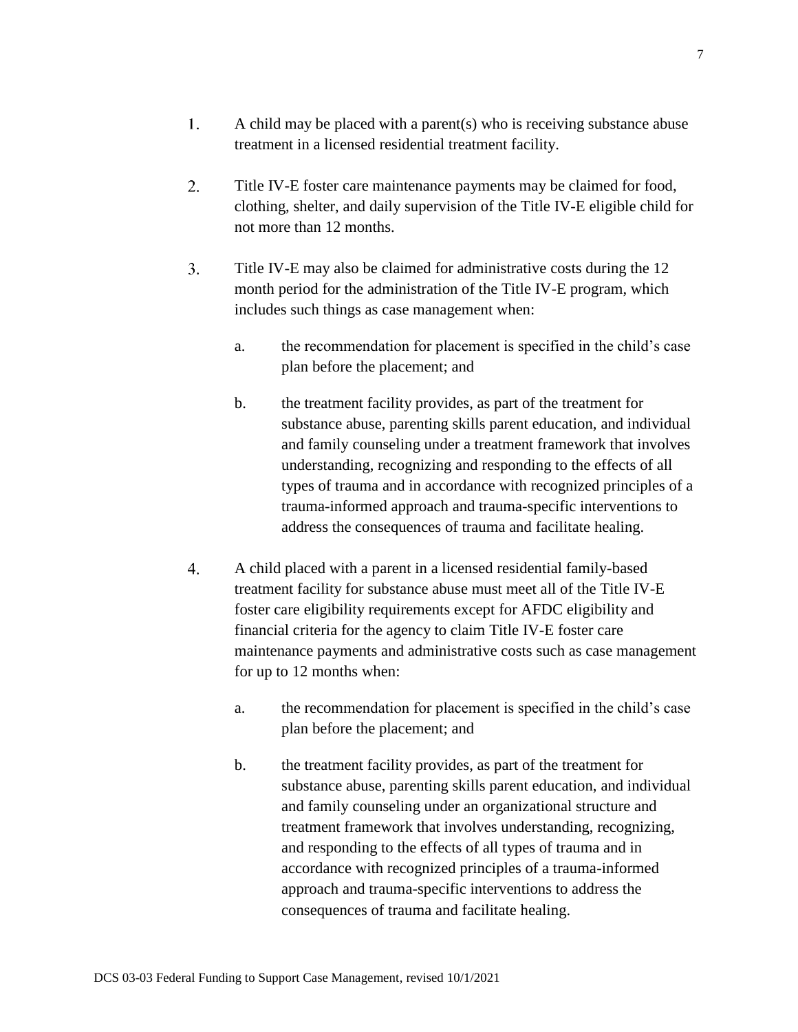1. A child may be placed with a parent(s) who is receiving substance abuse treatment in a licensed residential treatment facility.

2. Title IV-E foster care maintenance payments may be claimed for food, clothing, shelter, and daily supervision of the Title IV-E eligible child for not more than 12 months.

3. Title IV-E may also be claimed for administrative costs during the 12 month period for the administration of the Title IV-E program, which includes such things as case management when:

   a. the recommendation for placement is specified in the child's case plan before the placement; and

   b. the treatment facility provides, as part of the treatment for substance abuse, parenting skills parent education, and individual and family counseling under a treatment framework that involves understanding, recognizing and responding to the effects of all types of trauma and in accordance with recognized principles of a trauma-informed approach and trauma-specific interventions to address the consequences of trauma and facilitate healing.

4. A child placed with a parent in a licensed residential family-based treatment facility for substance abuse must meet all of the Title IV-E foster care eligibility requirements except for AFDC eligibility and financial criteria for the agency to claim Title IV-E foster care maintenance payments and administrative costs such as case management for up to 12 months when:

   a. the recommendation for placement is specified in the child's case plan before the placement; and

   b. the treatment facility provides, as part of the treatment for substance abuse, parenting skills parent education, and individual and family counseling under an organizational structure and treatment framework that involves understanding, recognizing, and responding to the effects of all types of trauma and in accordance with recognized principles of a trauma-informed approach and trauma-specific interventions to address the consequences of trauma and facilitate healing.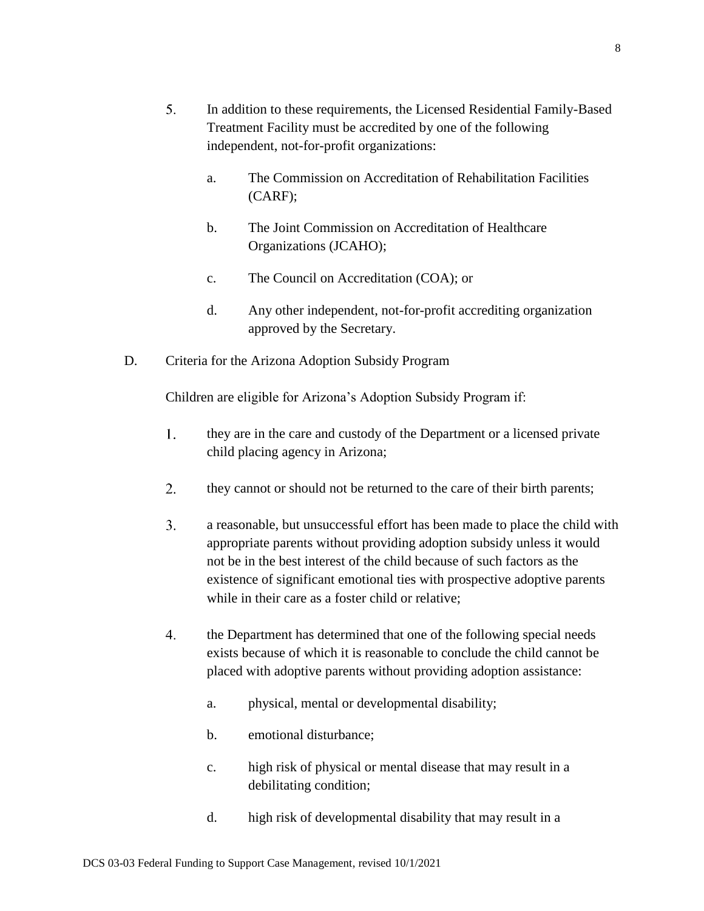5. In addition to these requirements, the Licensed Residential Family-Based Treatment Facility must be accredited by one of the following independent, not-for-profit organizations:

   a. The Commission on Accreditation of Rehabilitation Facilities (CARF);

   b. The Joint Commission on Accreditation of Healthcare Organizations (JCAHO);

   c. The Council on Accreditation (COA); or

   d. Any other independent, not-for-profit accrediting organization approved by the Secretary.

D. Criteria for the Arizona Adoption Subsidy Program

Children are eligible for Arizona's Adoption Subsidy Program if:

1. they are in the care and custody of the Department or a licensed private child placing agency in Arizona;

2. they cannot or should not be returned to the care of their birth parents;

3. a reasonable, but unsuccessful effort has been made to place the child with appropriate parents without providing adoption subsidy unless it would not be in the best interest of the child because of such factors as the existence of significant emotional ties with prospective adoptive parents while in their care as a foster child or relative;

4. the Department has determined that one of the following special needs exists because of which it is reasonable to conclude the child cannot be placed with adoptive parents without providing adoption assistance:

   a. physical, mental or developmental disability;

   b. emotional disturbance;

   c. high risk of physical or mental disease that may result in a debilitating condition;

   d. high risk of developmental disability that may result in a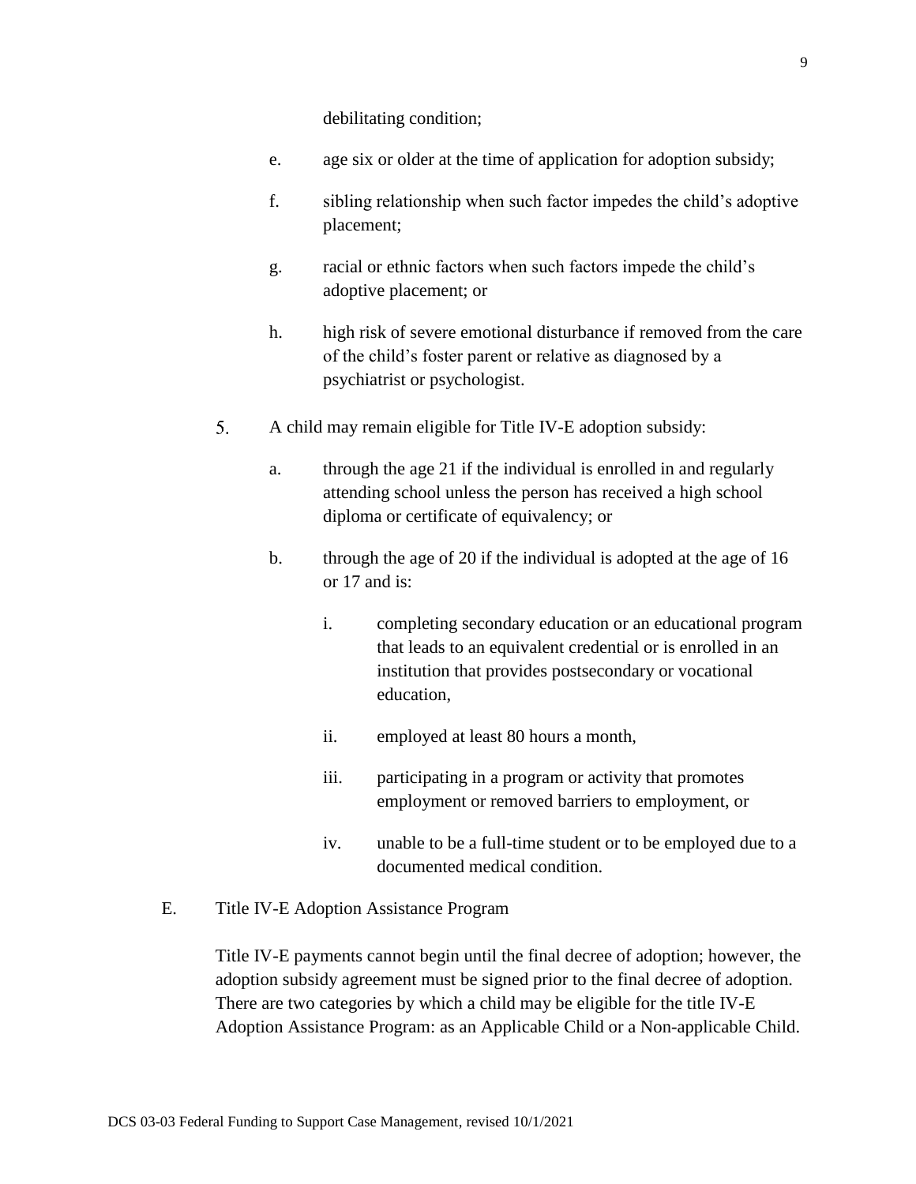debilitating condition;

e. age six or older at the time of application for adoption subsidy;

f. sibling relationship when such factor impedes the child's adoptive placement;

g. racial or ethnic factors when such factors impede the child's adoptive placement; or

h. high risk of severe emotional disturbance if removed from the care of the child's foster parent or relative as diagnosed by a psychiatrist or psychologist.

5. A child may remain eligible for Title IV-E adoption subsidy:

   a. through the age 21 if the individual is enrolled in and regularly attending school unless the person has received a high school diploma or certificate of equivalency; or

   b. through the age of 20 if the individual is adopted at the age of 16 or 17 and is:

      i. completing secondary education or an educational program that leads to an equivalent credential or is enrolled in an institution that provides postsecondary or vocational education,

      ii. employed at least 80 hours a month,

      iii. participating in a program or activity that promotes employment or removed barriers to employment, or

      iv. unable to be a full-time student or to be employed due to a documented medical condition.

E. Title IV-E Adoption Assistance Program

Title IV-E payments cannot begin until the final decree of adoption; however, the adoption subsidy agreement must be signed prior to the final decree of adoption. There are two categories by which a child may be eligible for the title IV-E Adoption Assistance Program: as an Applicable Child or a Non-applicable Child.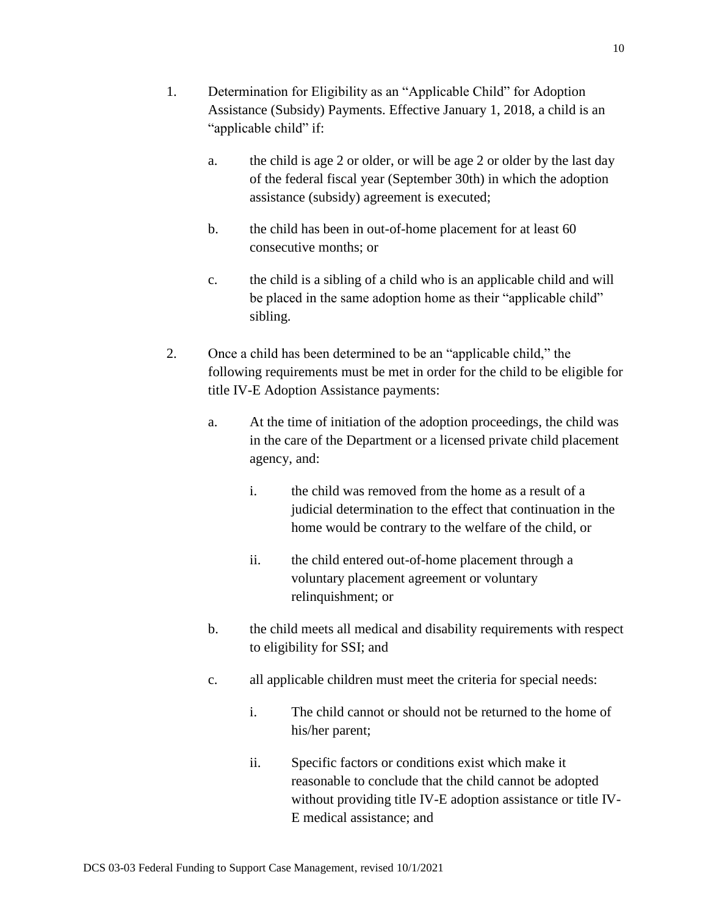1. Determination for Eligibility as an "Applicable Child" for Adoption Assistance (Subsidy) Payments. Effective January 1, 2018, a child is an "applicable child" if:

    a. the child is age 2 or older, or will be age 2 or older by the last day of the federal fiscal year (September 30th) in which the adoption assistance (subsidy) agreement is executed;

    b. the child has been in out-of-home placement for at least 60 consecutive months; or

    c. the child is a sibling of a child who is an applicable child and will be placed in the same adoption home as their "applicable child" sibling.

2. Once a child has been determined to be an "applicable child," the following requirements must be met in order for the child to be eligible for title IV-E Adoption Assistance payments:

    a. At the time of initiation of the adoption proceedings, the child was in the care of the Department or a licensed private child placement agency, and:

        i. the child was removed from the home as a result of a judicial determination to the effect that continuation in the home would be contrary to the welfare of the child, or

        ii. the child entered out-of-home placement through a voluntary placement agreement or voluntary relinquishment; or

    b. the child meets all medical and disability requirements with respect to eligibility for SSI; and

    c. all applicable children must meet the criteria for special needs:

        i. The child cannot or should not be returned to the home of his/her parent;

        ii. Specific factors or conditions exist which make it reasonable to conclude that the child cannot be adopted without providing title IV-E adoption assistance or title IV-E medical assistance; and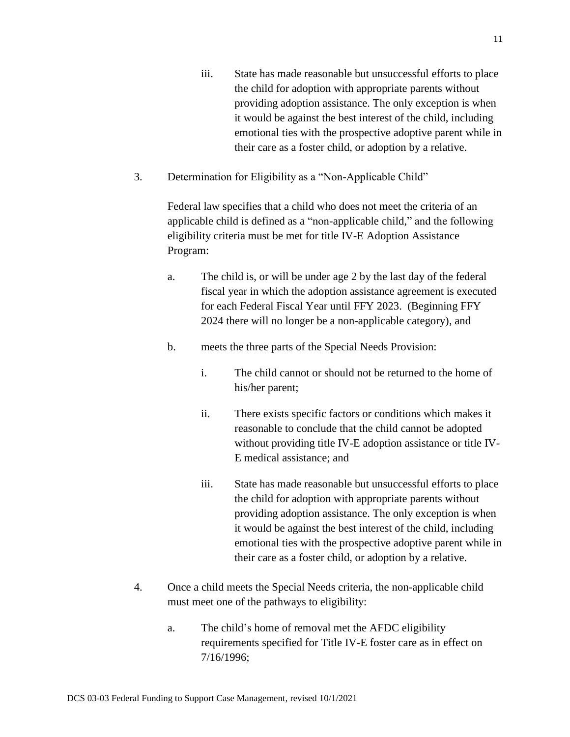iii. State has made reasonable but unsuccessful efforts to place the child for adoption with appropriate parents without providing adoption assistance. The only exception is when it would be against the best interest of the child, including emotional ties with the prospective adoptive parent while in their care as a foster child, or adoption by a relative.

3. Determination for Eligibility as a "Non-Applicable Child"

   Federal law specifies that a child who does not meet the criteria of an applicable child is defined as a "non-applicable child," and the following eligibility criteria must be met for title IV-E Adoption Assistance Program:

   a. The child is, or will be under age 2 by the last day of the federal fiscal year in which the adoption assistance agreement is executed for each Federal Fiscal Year until FFY 2023. (Beginning FFY 2024 there will no longer be a non-applicable category), and

   b. meets the three parts of the Special Needs Provision:

      i. The child cannot or should not be returned to the home of his/her parent;

      ii. There exists specific factors or conditions which makes it reasonable to conclude that the child cannot be adopted without providing title IV-E adoption assistance or title IV-E medical assistance; and

      iii. State has made reasonable but unsuccessful efforts to place the child for adoption with appropriate parents without providing adoption assistance. The only exception is when it would be against the best interest of the child, including emotional ties with the prospective adoptive parent while in their care as a foster child, or adoption by a relative.

4. Once a child meets the Special Needs criteria, the non-applicable child must meet one of the pathways to eligibility:

   a. The child's home of removal met the AFDC eligibility requirements specified for Title IV-E foster care as in effect on 7/16/1996;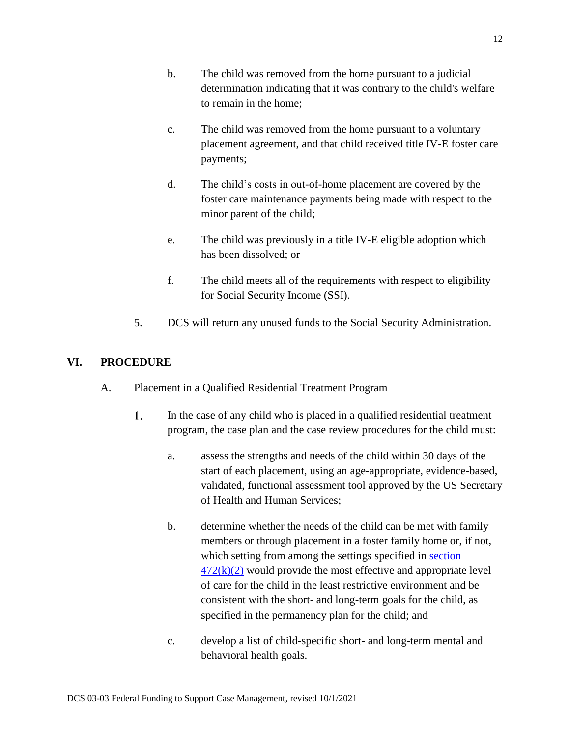b. The child was removed from the home pursuant to a judicial determination indicating that it was contrary to the child's welfare to remain in the home;

c. The child was removed from the home pursuant to a voluntary placement agreement, and that child received title IV-E foster care payments;

d. The child's costs in out-of-home placement are covered by the foster care maintenance payments being made with respect to the minor parent of the child;

e. The child was previously in a title IV-E eligible adoption which has been dissolved; or

f. The child meets all of the requirements with respect to eligibility for Social Security Income (SSI).

5. DCS will return any unused funds to the Social Security Administration.

## VI. PROCEDURE

A. Placement in a Qualified Residential Treatment Program

1. In the case of any child who is placed in a qualified residential treatment program, the case plan and the case review procedures for the child must:

   a. assess the strengths and needs of the child within 30 days of the start of each placement, using an age-appropriate, evidence-based, validated, functional assessment tool approved by the US Secretary of Health and Human Services;

   b. determine whether the needs of the child can be met with family members or through placement in a foster family home or, if not, which setting from among the settings specified in section 472(k)(2) would provide the most effective and appropriate level of care for the child in the least restrictive environment and be consistent with the short- and long-term goals for the child, as specified in the permanency plan for the child; and

   c. develop a list of child-specific short- and long-term mental and behavioral health goals.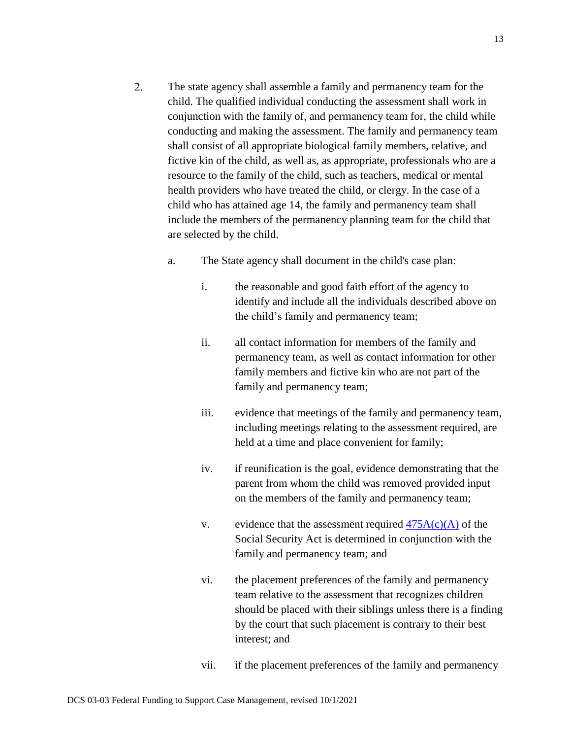2. The state agency shall assemble a family and permanency team for the child. The qualified individual conducting the assessment shall work in conjunction with the family of, and permanency team for, the child while conducting and making the assessment. The family and permanency team shall consist of all appropriate biological family members, relative, and fictive kin of the child, as well as, as appropriate, professionals who are a resource to the family of the child, such as teachers, medical or mental health providers who have treated the child, or clergy. In the case of a child who has attained age 14, the family and permanency team shall include the members of the permanency planning team for the child that are selected by the child.

   a. The State agency shall document in the child's case plan:

      i. the reasonable and good faith effort of the agency to identify and include all the individuals described above on the child's family and permanency team;

      ii. all contact information for members of the family and permanency team, as well as contact information for other family members and fictive kin who are not part of the family and permanency team;

      iii. evidence that meetings of the family and permanency team, including meetings relating to the assessment required, are held at a time and place convenient for family;

      iv. if reunification is the goal, evidence demonstrating that the parent from whom the child was removed provided input on the members of the family and permanency team;

      v. evidence that the assessment required 475A(c)(A) of the Social Security Act is determined in conjunction with the family and permanency team; and

      vi. the placement preferences of the family and permanency team relative to the assessment that recognizes children should be placed with their siblings unless there is a finding by the court that such placement is contrary to their best interest; and

      vii. if the placement preferences of the family and permanency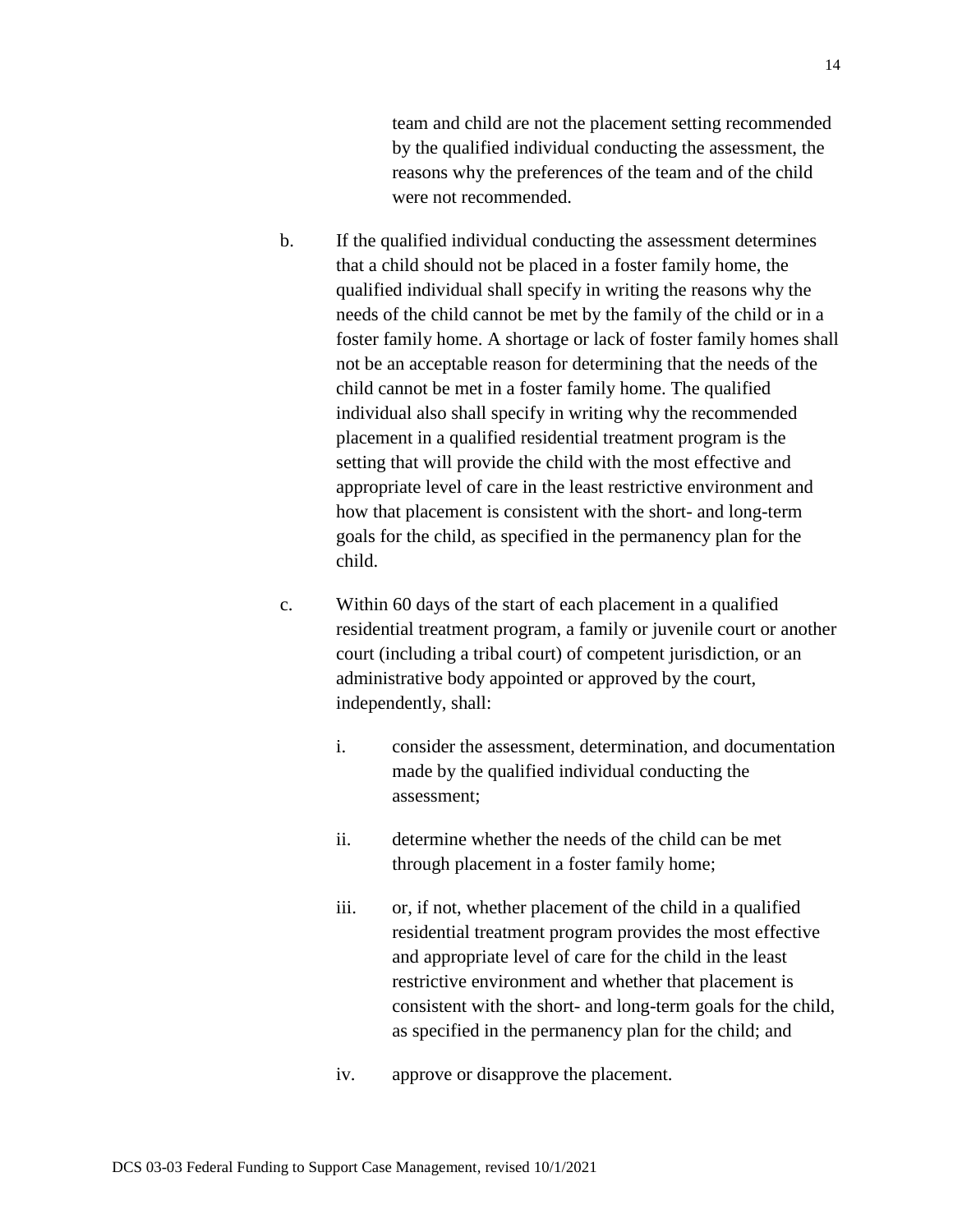team and child are not the placement setting recommended by the qualified individual conducting the assessment, the reasons why the preferences of the team and of the child were not recommended.

b. If the qualified individual conducting the assessment determines that a child should not be placed in a foster family home, the qualified individual shall specify in writing the reasons why the needs of the child cannot be met by the family of the child or in a foster family home. A shortage or lack of foster family homes shall not be an acceptable reason for determining that the needs of the child cannot be met in a foster family home. The qualified individual also shall specify in writing why the recommended placement in a qualified residential treatment program is the setting that will provide the child with the most effective and appropriate level of care in the least restrictive environment and how that placement is consistent with the short- and long-term goals for the child, as specified in the permanency plan for the child.

c. Within 60 days of the start of each placement in a qualified residential treatment program, a family or juvenile court or another court (including a tribal court) of competent jurisdiction, or an administrative body appointed or approved by the court, independently, shall:

    i. consider the assessment, determination, and documentation made by the qualified individual conducting the assessment;

    ii. determine whether the needs of the child can be met through placement in a foster family home;

    iii. or, if not, whether placement of the child in a qualified residential treatment program provides the most effective and appropriate level of care for the child in the least restrictive environment and whether that placement is consistent with the short- and long-term goals for the child, as specified in the permanency plan for the child; and

    iv. approve or disapprove the placement.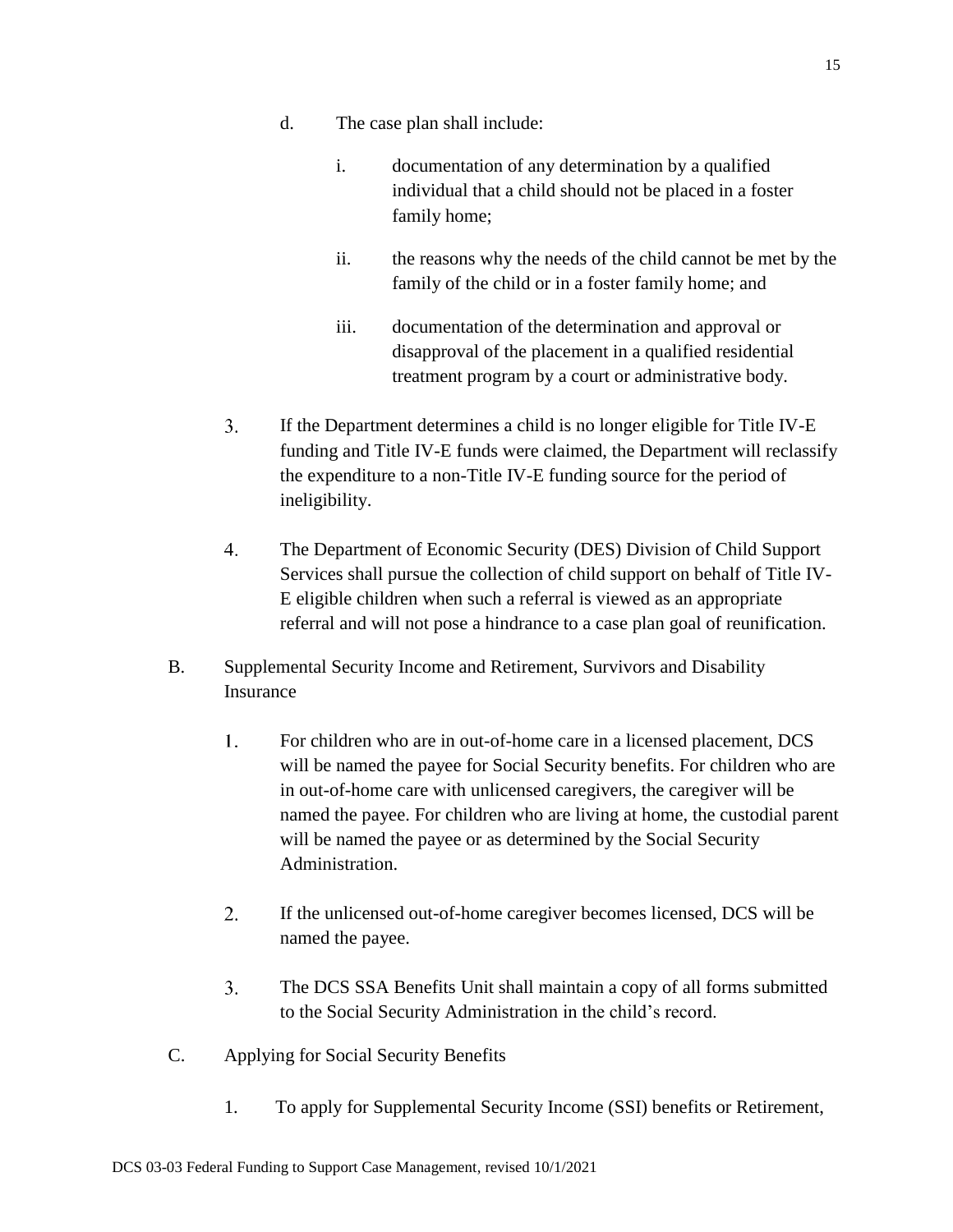d. The case plan shall include:

   i. documentation of any determination by a qualified individual that a child should not be placed in a foster family home;

   ii. the reasons why the needs of the child cannot be met by the family of the child or in a foster family home; and

   iii. documentation of the determination and approval or disapproval of the placement in a qualified residential treatment program by a court or administrative body.

3. If the Department determines a child is no longer eligible for Title IV-E funding and Title IV-E funds were claimed, the Department will reclassify the expenditure to a non-Title IV-E funding source for the period of ineligibility.

4. The Department of Economic Security (DES) Division of Child Support Services shall pursue the collection of child support on behalf of Title IV-E eligible children when such a referral is viewed as an appropriate referral and will not pose a hindrance to a case plan goal of reunification.

B. Supplemental Security Income and Retirement, Survivors and Disability Insurance

1. For children who are in out-of-home care in a licensed placement, DCS will be named the payee for Social Security benefits. For children who are in out-of-home care with unlicensed caregivers, the caregiver will be named the payee. For children who are living at home, the custodial parent will be named the payee or as determined by the Social Security Administration.

2. If the unlicensed out-of-home caregiver becomes licensed, DCS will be named the payee.

3. The DCS SSA Benefits Unit shall maintain a copy of all forms submitted to the Social Security Administration in the child's record.

C. Applying for Social Security Benefits

1. To apply for Supplemental Security Income (SSI) benefits or Retirement,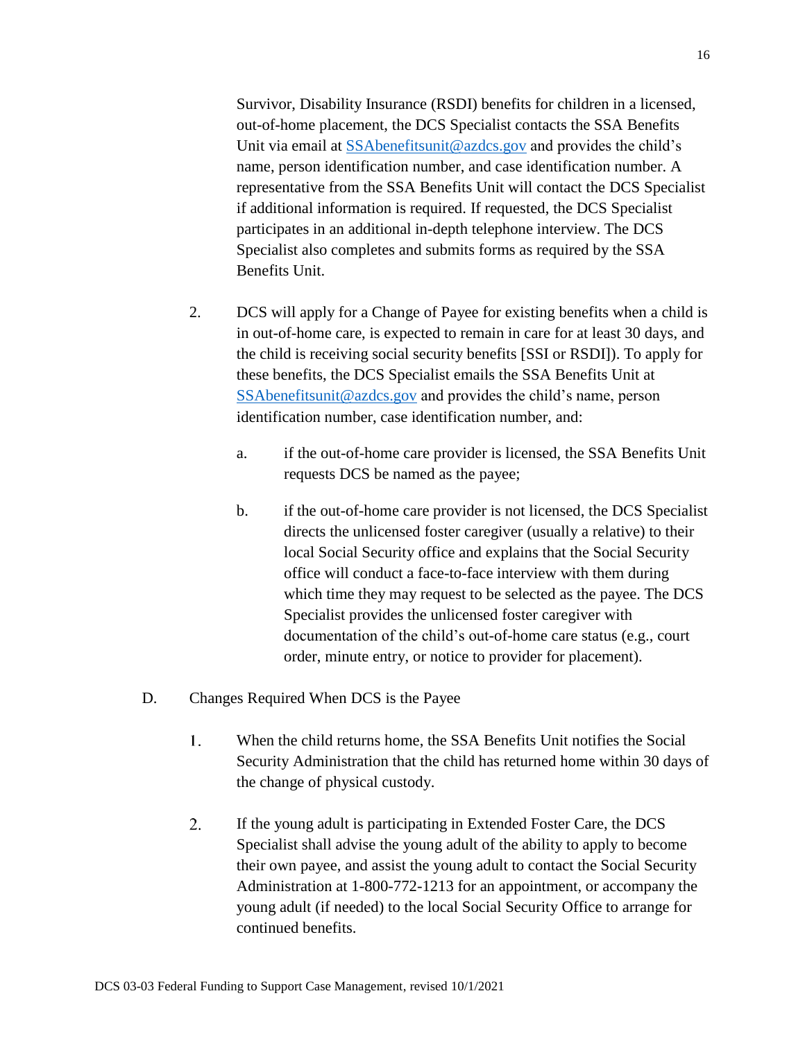Survivor, Disability Insurance (RSDI) benefits for children in a licensed, out-of-home placement, the DCS Specialist contacts the SSA Benefits Unit via email at SSAbenefitsunit@azdcs.gov and provides the child's name, person identification number, and case identification number. A representative from the SSA Benefits Unit will contact the DCS Specialist if additional information is required. If requested, the DCS Specialist participates in an additional in-depth telephone interview. The DCS Specialist also completes and submits forms as required by the SSA Benefits Unit.

2. DCS will apply for a Change of Payee for existing benefits when a child is in out-of-home care, is expected to remain in care for at least 30 days, and the child is receiving social security benefits [SSI or RSDI]). To apply for these benefits, the DCS Specialist emails the SSA Benefits Unit at SSAbenefitsunit@azdcs.gov and provides the child's name, person identification number, case identification number, and:

   a. if the out-of-home care provider is licensed, the SSA Benefits Unit requests DCS be named as the payee;

   b. if the out-of-home care provider is not licensed, the DCS Specialist directs the unlicensed foster caregiver (usually a relative) to their local Social Security office and explains that the Social Security office will conduct a face-to-face interview with them during which time they may request to be selected as the payee. The DCS Specialist provides the unlicensed foster caregiver with documentation of the child's out-of-home care status (e.g., court order, minute entry, or notice to provider for placement).

D. Changes Required When DCS is the Payee

1. When the child returns home, the SSA Benefits Unit notifies the Social Security Administration that the child has returned home within 30 days of the change of physical custody.

2. If the young adult is participating in Extended Foster Care, the DCS Specialist shall advise the young adult of the ability to apply to become their own payee, and assist the young adult to contact the Social Security Administration at 1-800-772-1213 for an appointment, or accompany the young adult (if needed) to the local Social Security Office to arrange for continued benefits.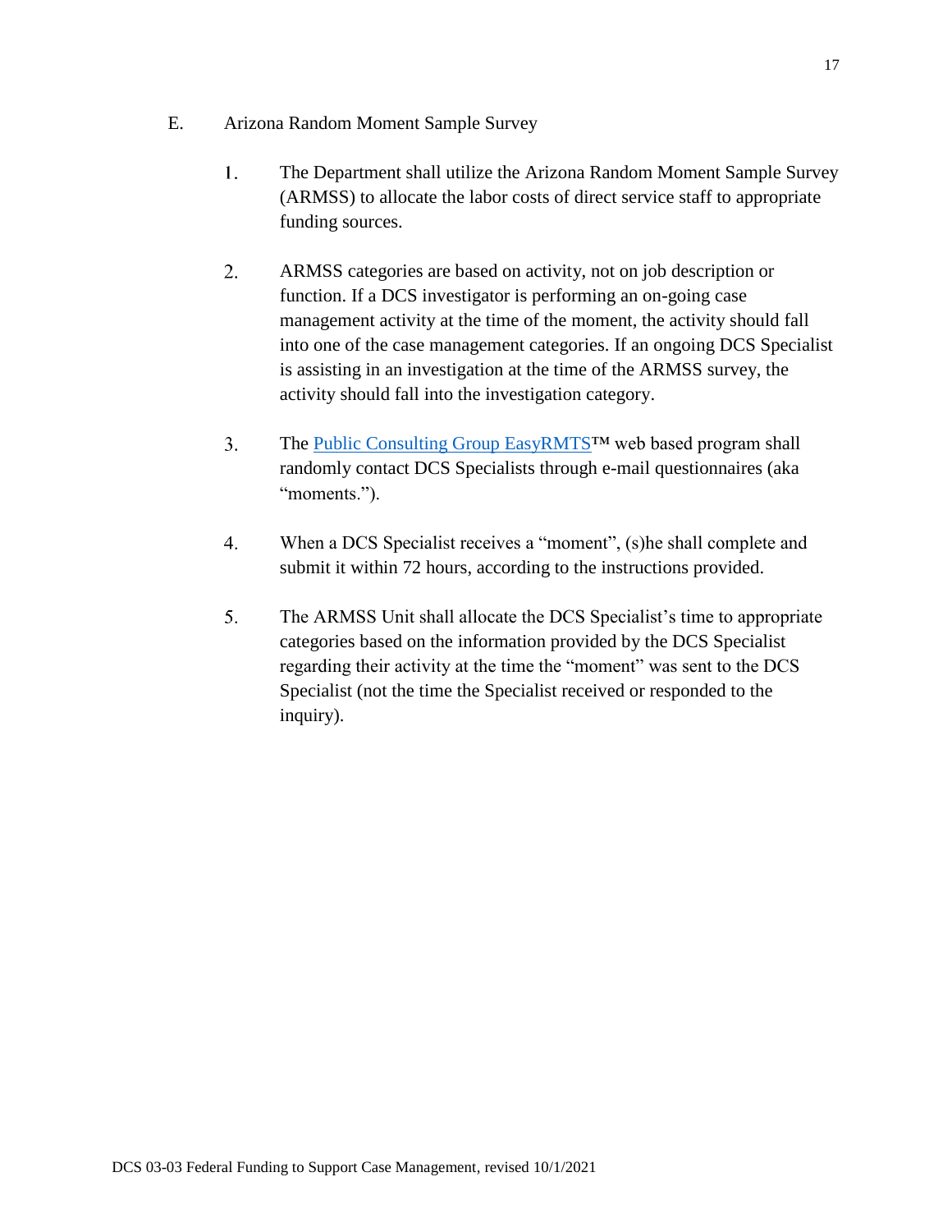E. Arizona Random Moment Sample Survey

1. The Department shall utilize the Arizona Random Moment Sample Survey (ARMSS) to allocate the labor costs of direct service staff to appropriate funding sources.

2. ARMSS categories are based on activity, not on job description or function. If a DCS investigator is performing an on-going case management activity at the time of the moment, the activity should fall into one of the case management categories. If an ongoing DCS Specialist is assisting in an investigation at the time of the ARMSS survey, the activity should fall into the investigation category.

3. The Public Consulting Group EasyRMTS™ web based program shall randomly contact DCS Specialists through e-mail questionnaires (aka "moments.").

4. When a DCS Specialist receives a "moment", (s)he shall complete and submit it within 72 hours, according to the instructions provided.

5. The ARMSS Unit shall allocate the DCS Specialist's time to appropriate categories based on the information provided by the DCS Specialist regarding their activity at the time the "moment" was sent to the DCS Specialist (not the time the Specialist received or responded to the inquiry).